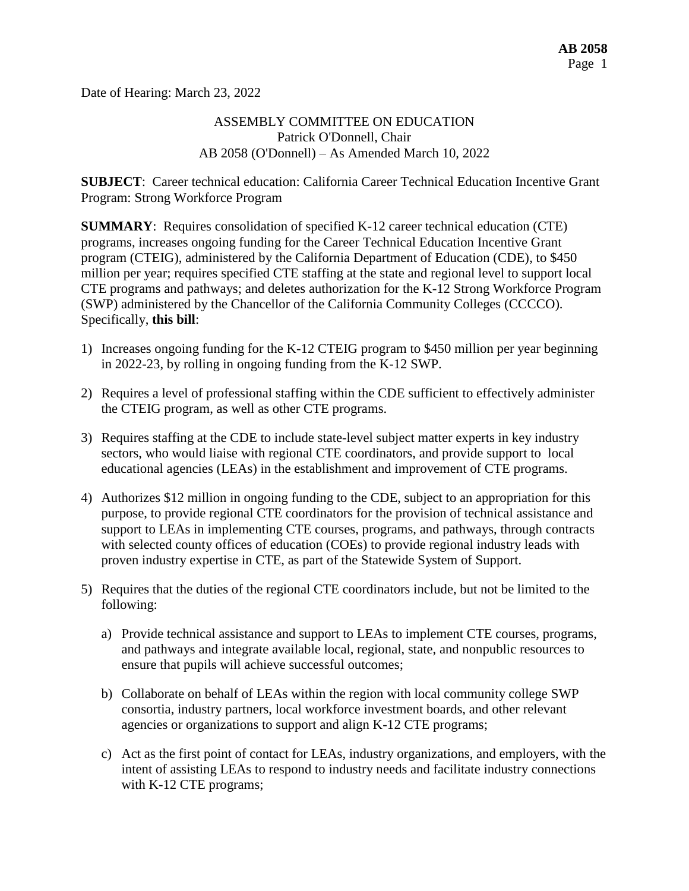Date of Hearing: March 23, 2022

ASSEMBLY COMMITTEE ON EDUCATION
Patrick O'Donnell, Chair
AB 2058 (O'Donnell) – As Amended March 10, 2022

**SUBJECT**: Career technical education: California Career Technical Education Incentive Grant Program: Strong Workforce Program

**SUMMARY**: Requires consolidation of specified K-12 career technical education (CTE) programs, increases ongoing funding for the Career Technical Education Incentive Grant program (CTEIG), administered by the California Department of Education (CDE), to $450 million per year; requires specified CTE staffing at the state and regional level to support local CTE programs and pathways; and deletes authorization for the K-12 Strong Workforce Program (SWP) administered by the Chancellor of the California Community Colleges (CCCCO). Specifically, **this bill**:

1) Increases ongoing funding for the K-12 CTEIG program to $450 million per year beginning in 2022-23, by rolling in ongoing funding from the K-12 SWP.

2) Requires a level of professional staffing within the CDE sufficient to effectively administer the CTEIG program, as well as other CTE programs.

3) Requires staffing at the CDE to include state-level subject matter experts in key industry sectors, who would liaise with regional CTE coordinators, and provide support to local educational agencies (LEAs) in the establishment and improvement of CTE programs.

4) Authorizes $12 million in ongoing funding to the CDE, subject to an appropriation for this purpose, to provide regional CTE coordinators for the provision of technical assistance and support to LEAs in implementing CTE courses, programs, and pathways, through contracts with selected county offices of education (COEs) to provide regional industry leads with proven industry expertise in CTE, as part of the Statewide System of Support.

5) Requires that the duties of the regional CTE coordinators include, but not be limited to the following:

   a) Provide technical assistance and support to LEAs to implement CTE courses, programs, and pathways and integrate available local, regional, state, and nonpublic resources to ensure that pupils will achieve successful outcomes;

   b) Collaborate on behalf of LEAs within the region with local community college SWP consortia, industry partners, local workforce investment boards, and other relevant agencies or organizations to support and align K-12 CTE programs;

   c) Act as the first point of contact for LEAs, industry organizations, and employers, with the intent of assisting LEAs to respond to industry needs and facilitate industry connections with K-12 CTE programs;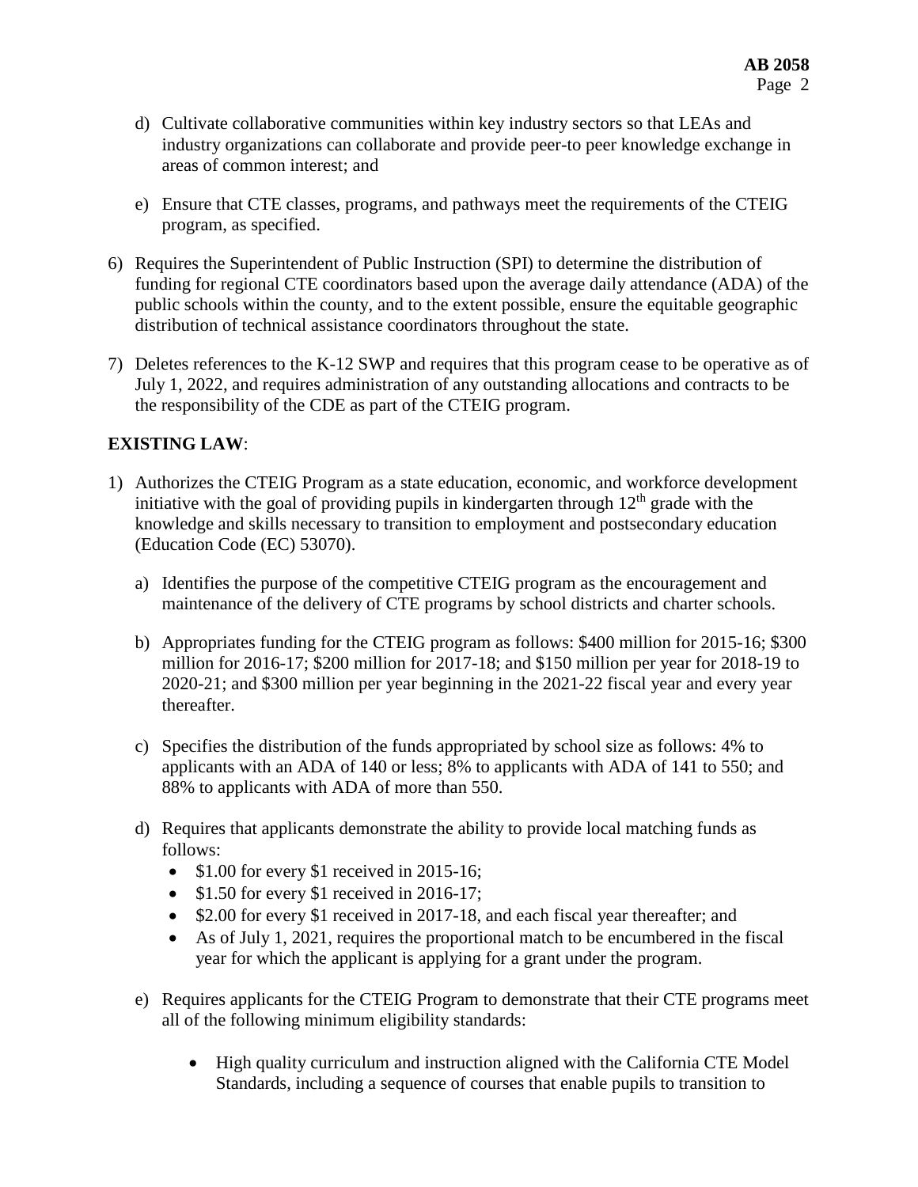d) Cultivate collaborative communities within key industry sectors so that LEAs and industry organizations can collaborate and provide peer-to peer knowledge exchange in areas of common interest; and

e) Ensure that CTE classes, programs, and pathways meet the requirements of the CTEIG program, as specified.

6) Requires the Superintendent of Public Instruction (SPI) to determine the distribution of funding for regional CTE coordinators based upon the average daily attendance (ADA) of the public schools within the county, and to the extent possible, ensure the equitable geographic distribution of technical assistance coordinators throughout the state.

7) Deletes references to the K-12 SWP and requires that this program cease to be operative as of July 1, 2022, and requires administration of any outstanding allocations and contracts to be the responsibility of the CDE as part of the CTEIG program.

**EXISTING LAW**:

1) Authorizes the CTEIG Program as a state education, economic, and workforce development initiative with the goal of providing pupils in kindergarten through 12th grade with the knowledge and skills necessary to transition to employment and postsecondary education (Education Code (EC) 53070).

   a) Identifies the purpose of the competitive CTEIG program as the encouragement and maintenance of the delivery of CTE programs by school districts and charter schools.

   b) Appropriates funding for the CTEIG program as follows: $400 million for 2015-16; $300 million for 2016-17; $200 million for 2017-18; and $150 million per year for 2018-19 to 2020-21; and $300 million per year beginning in the 2021-22 fiscal year and every year thereafter.

   c) Specifies the distribution of the funds appropriated by school size as follows: 4% to applicants with an ADA of 140 or less; 8% to applicants with ADA of 141 to 550; and 88% to applicants with ADA of more than 550.

   d) Requires that applicants demonstrate the ability to provide local matching funds as follows:
      - $1.00 for every $1 received in 2015-16;
      - $1.50 for every $1 received in 2016-17;
      - $2.00 for every $1 received in 2017-18, and each fiscal year thereafter; and
      - As of July 1, 2021, requires the proportional match to be encumbered in the fiscal year for which the applicant is applying for a grant under the program.

   e) Requires applicants for the CTEIG Program to demonstrate that their CTE programs meet all of the following minimum eligibility standards:

      - High quality curriculum and instruction aligned with the California CTE Model Standards, including a sequence of courses that enable pupils to transition to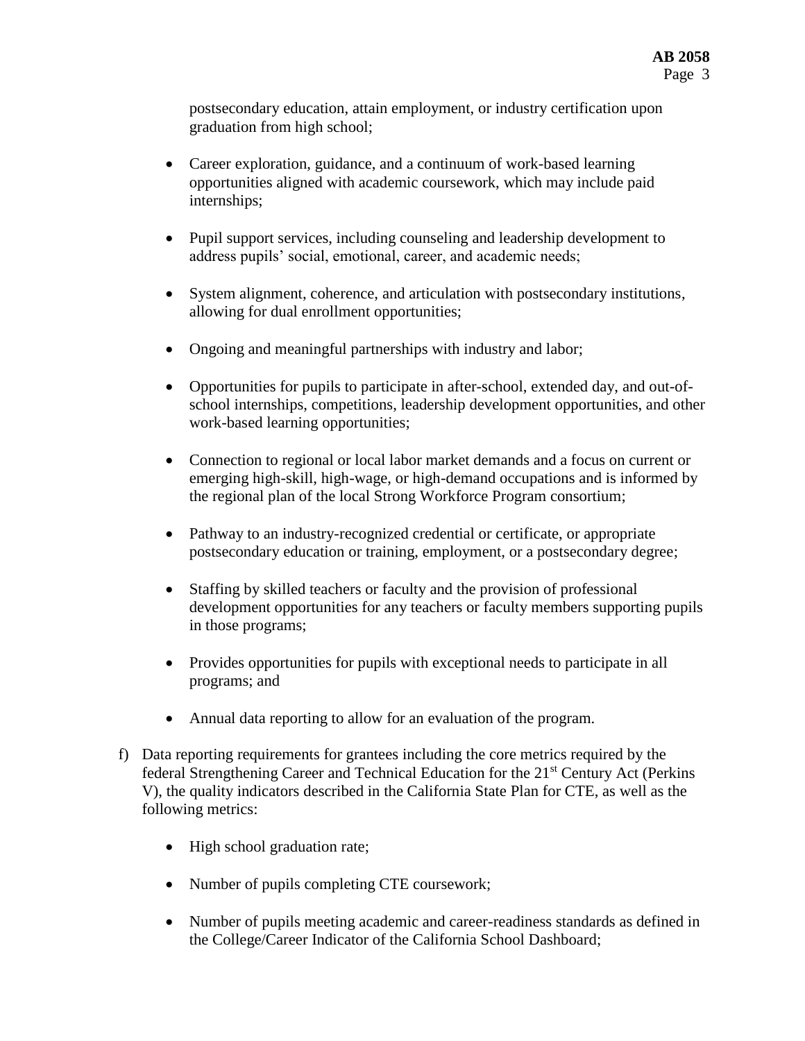postsecondary education, attain employment, or industry certification upon graduation from high school;

- Career exploration, guidance, and a continuum of work-based learning opportunities aligned with academic coursework, which may include paid internships;
- Pupil support services, including counseling and leadership development to address pupils' social, emotional, career, and academic needs;
- System alignment, coherence, and articulation with postsecondary institutions, allowing for dual enrollment opportunities;
- Ongoing and meaningful partnerships with industry and labor;
- Opportunities for pupils to participate in after-school, extended day, and out-of-school internships, competitions, leadership development opportunities, and other work-based learning opportunities;
- Connection to regional or local labor market demands and a focus on current or emerging high-skill, high-wage, or high-demand occupations and is informed by the regional plan of the local Strong Workforce Program consortium;
- Pathway to an industry-recognized credential or certificate, or appropriate postsecondary education or training, employment, or a postsecondary degree;
- Staffing by skilled teachers or faculty and the provision of professional development opportunities for any teachers or faculty members supporting pupils in those programs;
- Provides opportunities for pupils with exceptional needs to participate in all programs; and
- Annual data reporting to allow for an evaluation of the program.

f) Data reporting requirements for grantees including the core metrics required by the federal Strengthening Career and Technical Education for the 21st Century Act (Perkins V), the quality indicators described in the California State Plan for CTE, as well as the following metrics:

- High school graduation rate;
- Number of pupils completing CTE coursework;
- Number of pupils meeting academic and career-readiness standards as defined in the College/Career Indicator of the California School Dashboard;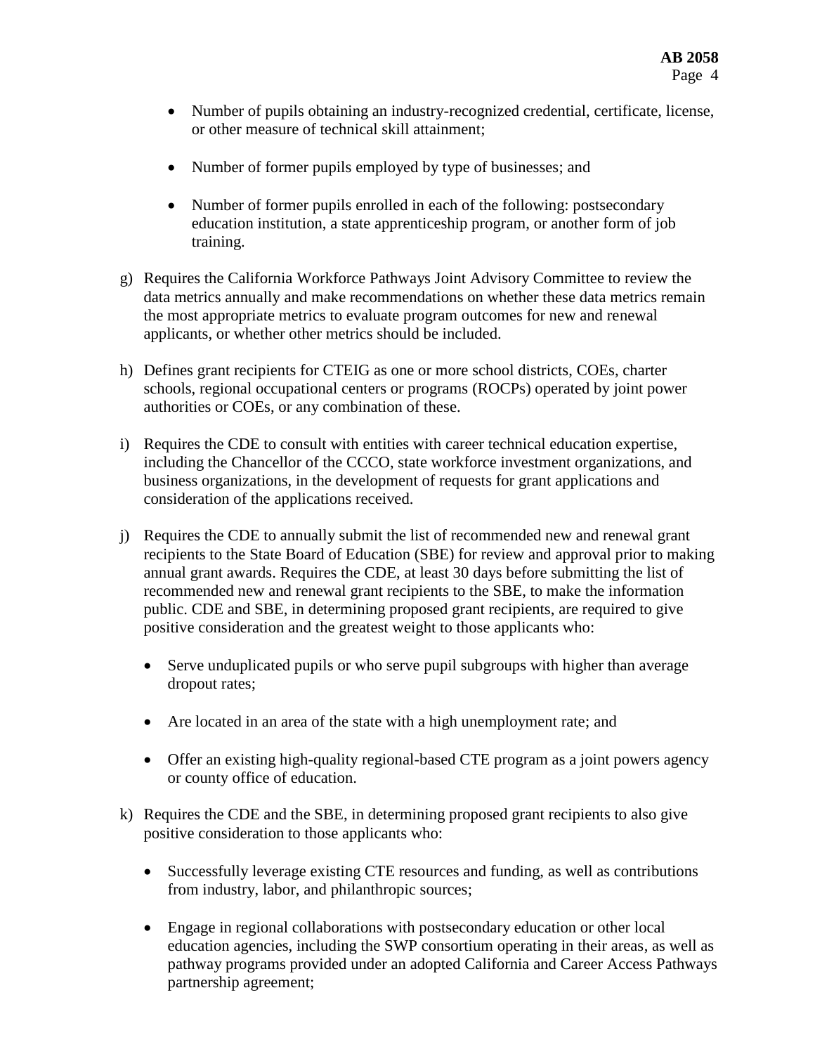- Number of pupils obtaining an industry-recognized credential, certificate, license, or other measure of technical skill attainment;

- Number of former pupils employed by type of businesses; and

- Number of former pupils enrolled in each of the following: postsecondary education institution, a state apprenticeship program, or another form of job training.

g) Requires the California Workforce Pathways Joint Advisory Committee to review the data metrics annually and make recommendations on whether these data metrics remain the most appropriate metrics to evaluate program outcomes for new and renewal applicants, or whether other metrics should be included.

h) Defines grant recipients for CTEIG as one or more school districts, COEs, charter schools, regional occupational centers or programs (ROCPs) operated by joint power authorities or COEs, or any combination of these.

i) Requires the CDE to consult with entities with career technical education expertise, including the Chancellor of the CCCO, state workforce investment organizations, and business organizations, in the development of requests for grant applications and consideration of the applications received.

j) Requires the CDE to annually submit the list of recommended new and renewal grant recipients to the State Board of Education (SBE) for review and approval prior to making annual grant awards. Requires the CDE, at least 30 days before submitting the list of recommended new and renewal grant recipients to the SBE, to make the information public. CDE and SBE, in determining proposed grant recipients, are required to give positive consideration and the greatest weight to those applicants who:

   - Serve unduplicated pupils or who serve pupil subgroups with higher than average dropout rates;

   - Are located in an area of the state with a high unemployment rate; and

   - Offer an existing high-quality regional-based CTE program as a joint powers agency or county office of education.

k) Requires the CDE and the SBE, in determining proposed grant recipients to also give positive consideration to those applicants who:

   - Successfully leverage existing CTE resources and funding, as well as contributions from industry, labor, and philanthropic sources;

   - Engage in regional collaborations with postsecondary education or other local education agencies, including the SWP consortium operating in their areas, as well as pathway programs provided under an adopted California and Career Access Pathways partnership agreement;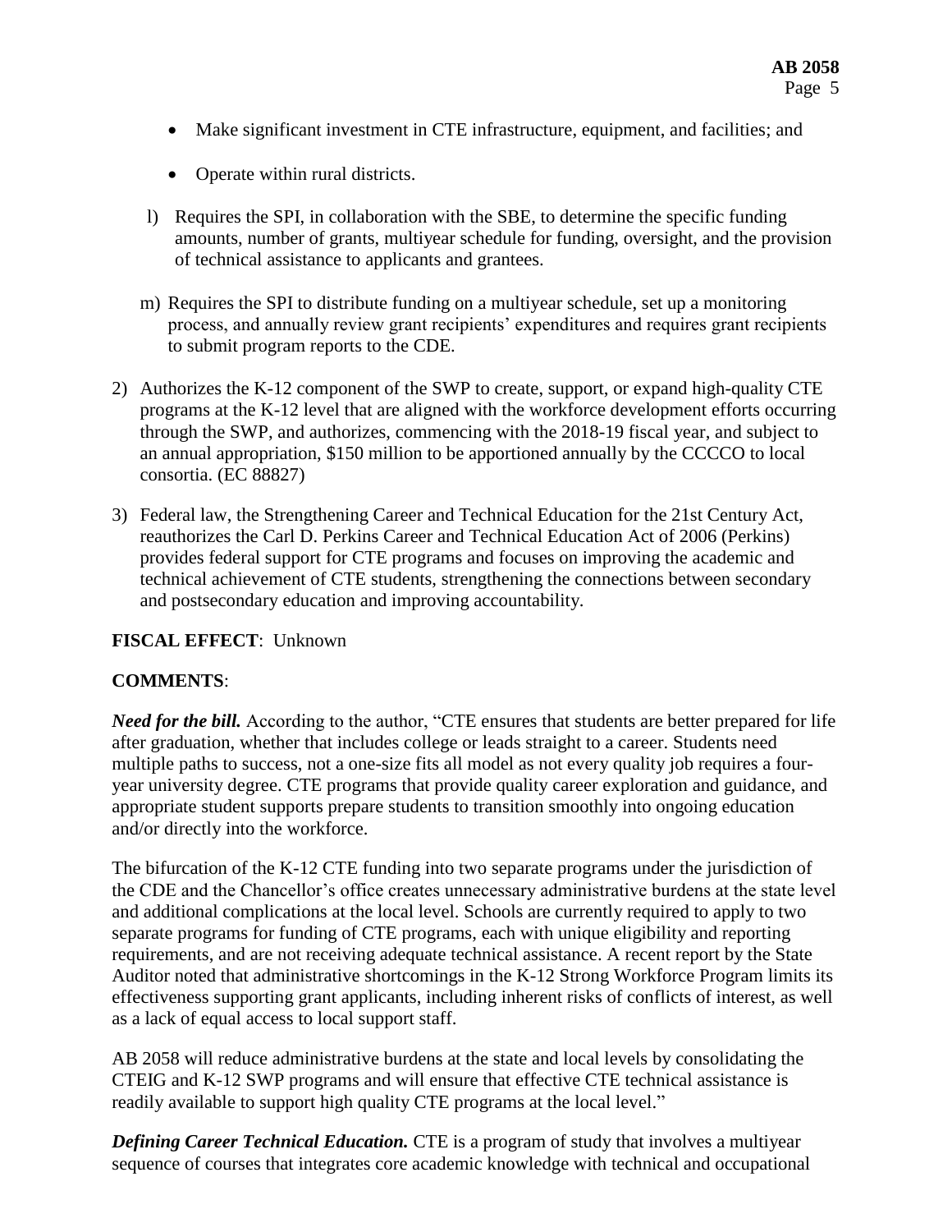- Make significant investment in CTE infrastructure, equipment, and facilities; and

- Operate within rural districts.

l) Requires the SPI, in collaboration with the SBE, to determine the specific funding amounts, number of grants, multiyear schedule for funding, oversight, and the provision of technical assistance to applicants and grantees.

m) Requires the SPI to distribute funding on a multiyear schedule, set up a monitoring process, and annually review grant recipients' expenditures and requires grant recipients to submit program reports to the CDE.

2) Authorizes the K-12 component of the SWP to create, support, or expand high-quality CTE programs at the K-12 level that are aligned with the workforce development efforts occurring through the SWP, and authorizes, commencing with the 2018-19 fiscal year, and subject to an annual appropriation, $150 million to be apportioned annually by the CCCCO to local consortia. (EC 88827)

3) Federal law, the Strengthening Career and Technical Education for the 21st Century Act, reauthorizes the Carl D. Perkins Career and Technical Education Act of 2006 (Perkins) provides federal support for CTE programs and focuses on improving the academic and technical achievement of CTE students, strengthening the connections between secondary and postsecondary education and improving accountability.

**FISCAL EFFECT**: Unknown

**COMMENTS**:

***Need for the bill.*** According to the author, "CTE ensures that students are better prepared for life after graduation, whether that includes college or leads straight to a career. Students need multiple paths to success, not a one-size fits all model as not every quality job requires a four-year university degree. CTE programs that provide quality career exploration and guidance, and appropriate student supports prepare students to transition smoothly into ongoing education and/or directly into the workforce.

The bifurcation of the K-12 CTE funding into two separate programs under the jurisdiction of the CDE and the Chancellor's office creates unnecessary administrative burdens at the state level and additional complications at the local level. Schools are currently required to apply to two separate programs for funding of CTE programs, each with unique eligibility and reporting requirements, and are not receiving adequate technical assistance. A recent report by the State Auditor noted that administrative shortcomings in the K-12 Strong Workforce Program limits its effectiveness supporting grant applicants, including inherent risks of conflicts of interest, as well as a lack of equal access to local support staff.

AB 2058 will reduce administrative burdens at the state and local levels by consolidating the CTEIG and K-12 SWP programs and will ensure that effective CTE technical assistance is readily available to support high quality CTE programs at the local level."

***Defining Career Technical Education.*** CTE is a program of study that involves a multiyear sequence of courses that integrates core academic knowledge with technical and occupational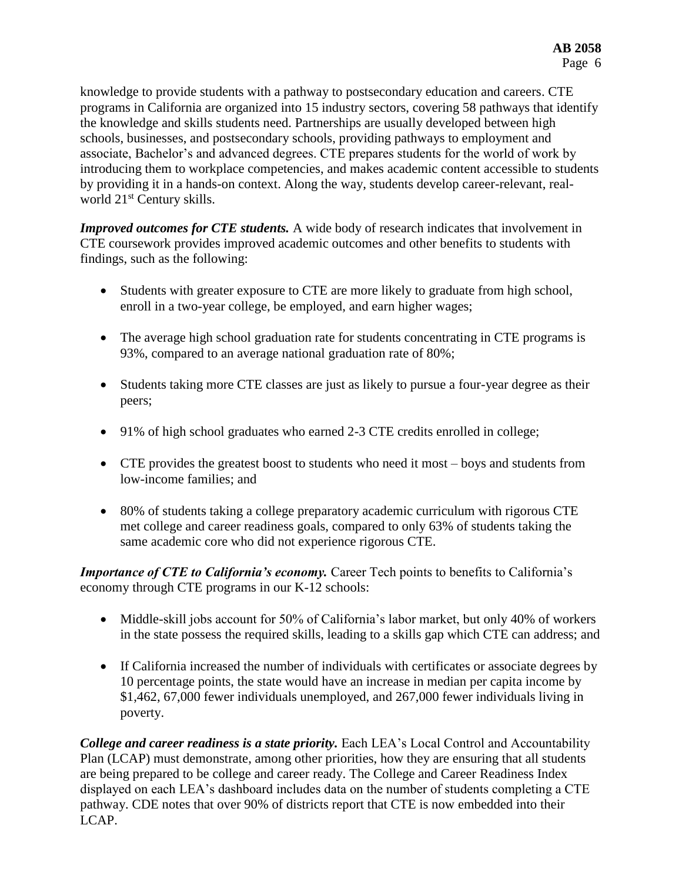knowledge to provide students with a pathway to postsecondary education and careers. CTE programs in California are organized into 15 industry sectors, covering 58 pathways that identify the knowledge and skills students need. Partnerships are usually developed between high schools, businesses, and postsecondary schools, providing pathways to employment and associate, Bachelor's and advanced degrees. CTE prepares students for the world of work by introducing them to workplace competencies, and makes academic content accessible to students by providing it in a hands-on context. Along the way, students develop career-relevant, real-world 21st Century skills.

***Improved outcomes for CTE students.*** A wide body of research indicates that involvement in CTE coursework provides improved academic outcomes and other benefits to students with findings, such as the following:

- Students with greater exposure to CTE are more likely to graduate from high school, enroll in a two-year college, be employed, and earn higher wages;
- The average high school graduation rate for students concentrating in CTE programs is 93%, compared to an average national graduation rate of 80%;
- Students taking more CTE classes are just as likely to pursue a four-year degree as their peers;
- 91% of high school graduates who earned 2-3 CTE credits enrolled in college;
- CTE provides the greatest boost to students who need it most – boys and students from low-income families; and
- 80% of students taking a college preparatory academic curriculum with rigorous CTE met college and career readiness goals, compared to only 63% of students taking the same academic core who did not experience rigorous CTE.

***Importance of CTE to California's economy.*** Career Tech points to benefits to California's economy through CTE programs in our K-12 schools:

- Middle-skill jobs account for 50% of California's labor market, but only 40% of workers in the state possess the required skills, leading to a skills gap which CTE can address; and
- If California increased the number of individuals with certificates or associate degrees by 10 percentage points, the state would have an increase in median per capita income by $1,462, 67,000 fewer individuals unemployed, and 267,000 fewer individuals living in poverty.

***College and career readiness is a state priority.*** Each LEA's Local Control and Accountability Plan (LCAP) must demonstrate, among other priorities, how they are ensuring that all students are being prepared to be college and career ready. The College and Career Readiness Index displayed on each LEA's dashboard includes data on the number of students completing a CTE pathway. CDE notes that over 90% of districts report that CTE is now embedded into their LCAP.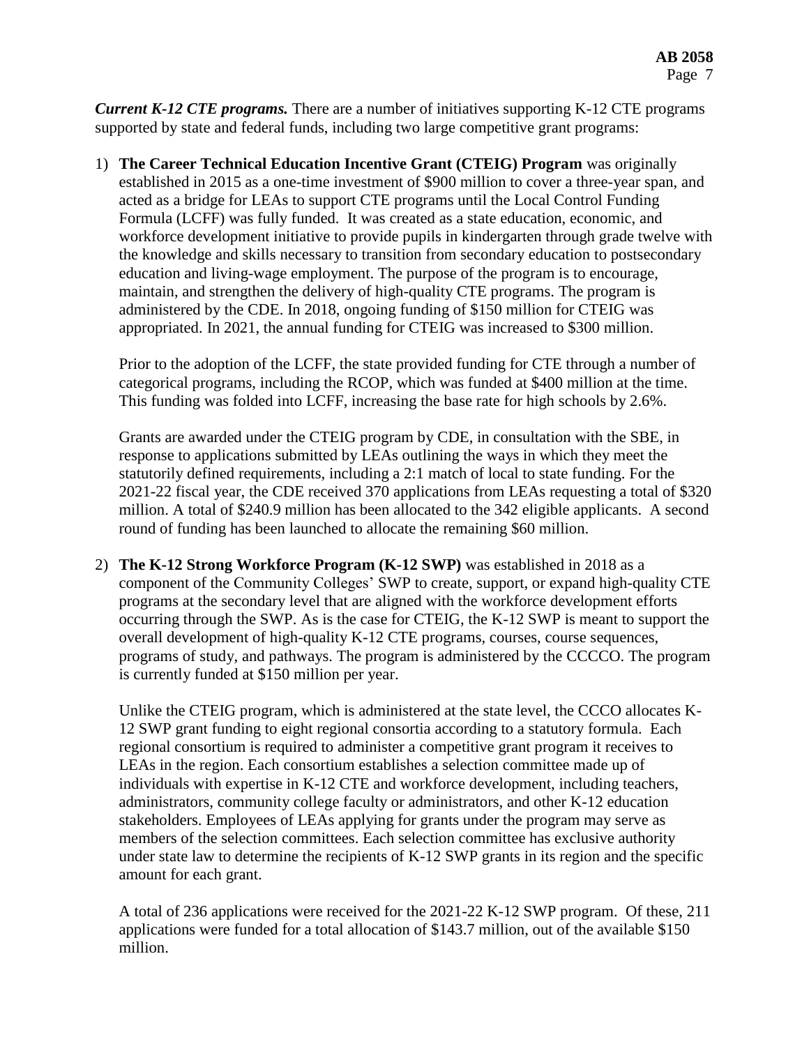***Current K-12 CTE programs.*** There are a number of initiatives supporting K-12 CTE programs supported by state and federal funds, including two large competitive grant programs:

1) **The Career Technical Education Incentive Grant (CTEIG) Program** was originally established in 2015 as a one-time investment of $900 million to cover a three-year span, and acted as a bridge for LEAs to support CTE programs until the Local Control Funding Formula (LCFF) was fully funded. It was created as a state education, economic, and workforce development initiative to provide pupils in kindergarten through grade twelve with the knowledge and skills necessary to transition from secondary education to postsecondary education and living-wage employment. The purpose of the program is to encourage, maintain, and strengthen the delivery of high-quality CTE programs. The program is administered by the CDE. In 2018, ongoing funding of $150 million for CTEIG was appropriated. In 2021, the annual funding for CTEIG was increased to $300 million.

   Prior to the adoption of the LCFF, the state provided funding for CTE through a number of categorical programs, including the RCOP, which was funded at $400 million at the time. This funding was folded into LCFF, increasing the base rate for high schools by 2.6%.

   Grants are awarded under the CTEIG program by CDE, in consultation with the SBE, in response to applications submitted by LEAs outlining the ways in which they meet the statutorily defined requirements, including a 2:1 match of local to state funding. For the 2021-22 fiscal year, the CDE received 370 applications from LEAs requesting a total of $320 million. A total of $240.9 million has been allocated to the 342 eligible applicants. A second round of funding has been launched to allocate the remaining $60 million.

2) **The K-12 Strong Workforce Program (K-12 SWP)** was established in 2018 as a component of the Community Colleges' SWP to create, support, or expand high-quality CTE programs at the secondary level that are aligned with the workforce development efforts occurring through the SWP. As is the case for CTEIG, the K-12 SWP is meant to support the overall development of high-quality K-12 CTE programs, courses, course sequences, programs of study, and pathways. The program is administered by the CCCCO. The program is currently funded at $150 million per year.

   Unlike the CTEIG program, which is administered at the state level, the CCCO allocates K-12 SWP grant funding to eight regional consortia according to a statutory formula. Each regional consortium is required to administer a competitive grant program it receives to LEAs in the region. Each consortium establishes a selection committee made up of individuals with expertise in K-12 CTE and workforce development, including teachers, administrators, community college faculty or administrators, and other K-12 education stakeholders. Employees of LEAs applying for grants under the program may serve as members of the selection committees. Each selection committee has exclusive authority under state law to determine the recipients of K-12 SWP grants in its region and the specific amount for each grant.

   A total of 236 applications were received for the 2021-22 K-12 SWP program. Of these, 211 applications were funded for a total allocation of $143.7 million, out of the available $150 million.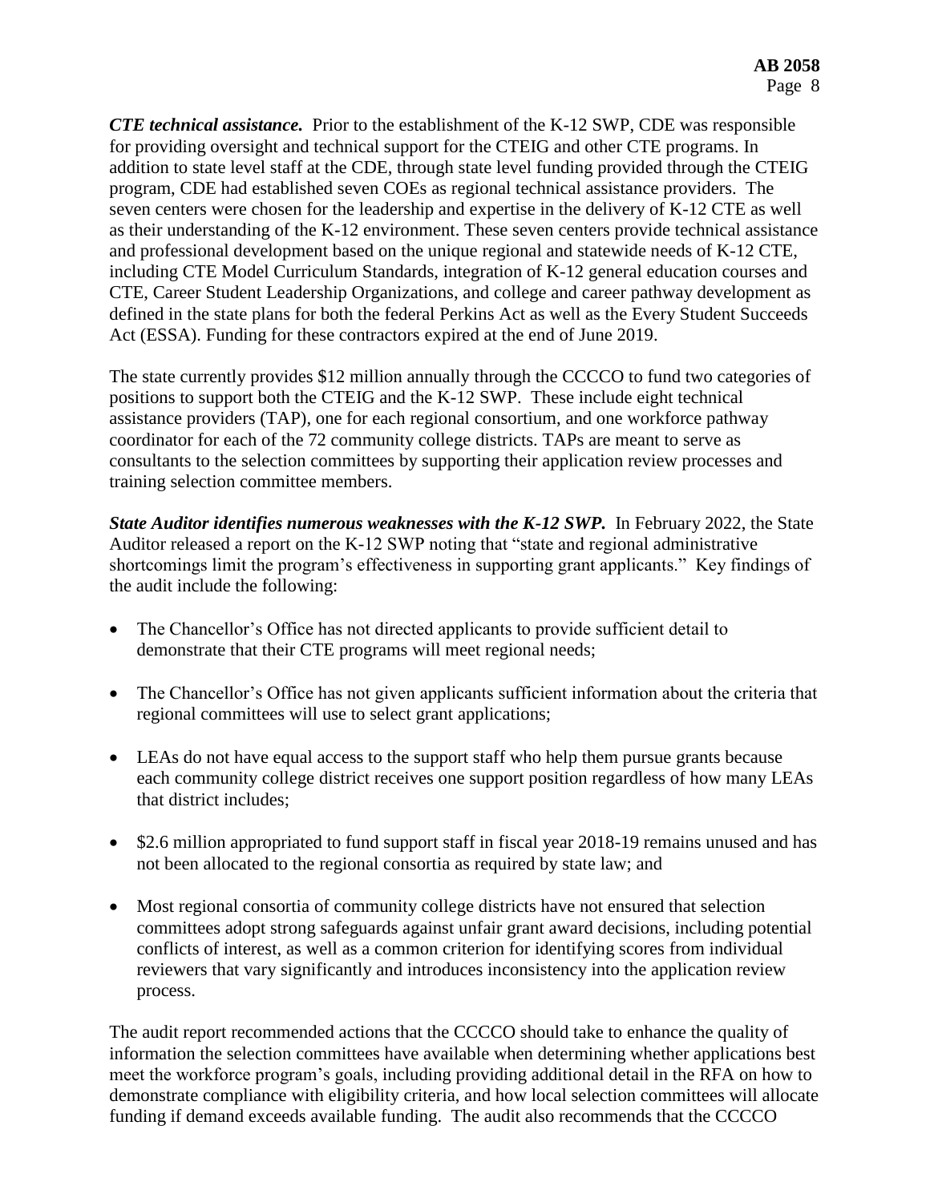***CTE technical assistance.*** Prior to the establishment of the K-12 SWP, CDE was responsible for providing oversight and technical support for the CTEIG and other CTE programs. In addition to state level staff at the CDE, through state level funding provided through the CTEIG program, CDE had established seven COEs as regional technical assistance providers. The seven centers were chosen for the leadership and expertise in the delivery of K-12 CTE as well as their understanding of the K-12 environment. These seven centers provide technical assistance and professional development based on the unique regional and statewide needs of K-12 CTE, including CTE Model Curriculum Standards, integration of K-12 general education courses and CTE, Career Student Leadership Organizations, and college and career pathway development as defined in the state plans for both the federal Perkins Act as well as the Every Student Succeeds Act (ESSA). Funding for these contractors expired at the end of June 2019.

The state currently provides $12 million annually through the CCCCO to fund two categories of positions to support both the CTEIG and the K-12 SWP. These include eight technical assistance providers (TAP), one for each regional consortium, and one workforce pathway coordinator for each of the 72 community college districts. TAPs are meant to serve as consultants to the selection committees by supporting their application review processes and training selection committee members.

***State Auditor identifies numerous weaknesses with the K-12 SWP.*** In February 2022, the State Auditor released a report on the K-12 SWP noting that "state and regional administrative shortcomings limit the program's effectiveness in supporting grant applicants." Key findings of the audit include the following:

- The Chancellor's Office has not directed applicants to provide sufficient detail to demonstrate that their CTE programs will meet regional needs;
- The Chancellor's Office has not given applicants sufficient information about the criteria that regional committees will use to select grant applications;
- LEAs do not have equal access to the support staff who help them pursue grants because each community college district receives one support position regardless of how many LEAs that district includes;
- $2.6 million appropriated to fund support staff in fiscal year 2018-19 remains unused and has not been allocated to the regional consortia as required by state law; and
- Most regional consortia of community college districts have not ensured that selection committees adopt strong safeguards against unfair grant award decisions, including potential conflicts of interest, as well as a common criterion for identifying scores from individual reviewers that vary significantly and introduces inconsistency into the application review process.

The audit report recommended actions that the CCCCO should take to enhance the quality of information the selection committees have available when determining whether applications best meet the workforce program's goals, including providing additional detail in the RFA on how to demonstrate compliance with eligibility criteria, and how local selection committees will allocate funding if demand exceeds available funding. The audit also recommends that the CCCCO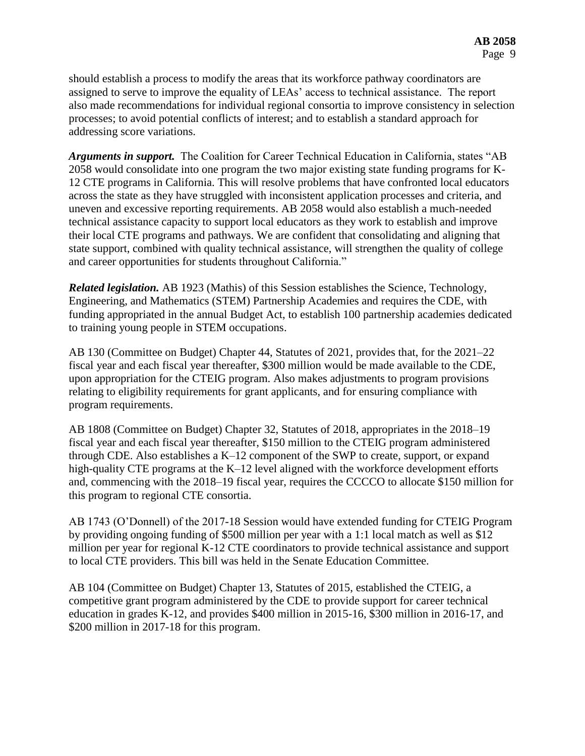should establish a process to modify the areas that its workforce pathway coordinators are assigned to serve to improve the equality of LEAs' access to technical assistance. The report also made recommendations for individual regional consortia to improve consistency in selection processes; to avoid potential conflicts of interest; and to establish a standard approach for addressing score variations.

***Arguments in support.*** The Coalition for Career Technical Education in California, states "AB 2058 would consolidate into one program the two major existing state funding programs for K-12 CTE programs in California. This will resolve problems that have confronted local educators across the state as they have struggled with inconsistent application processes and criteria, and uneven and excessive reporting requirements. AB 2058 would also establish a much-needed technical assistance capacity to support local educators as they work to establish and improve their local CTE programs and pathways. We are confident that consolidating and aligning that state support, combined with quality technical assistance, will strengthen the quality of college and career opportunities for students throughout California."

***Related legislation.*** AB 1923 (Mathis) of this Session establishes the Science, Technology, Engineering, and Mathematics (STEM) Partnership Academies and requires the CDE, with funding appropriated in the annual Budget Act, to establish 100 partnership academies dedicated to training young people in STEM occupations.

AB 130 (Committee on Budget) Chapter 44, Statutes of 2021, provides that, for the 2021–22 fiscal year and each fiscal year thereafter, $300 million would be made available to the CDE, upon appropriation for the CTEIG program. Also makes adjustments to program provisions relating to eligibility requirements for grant applicants, and for ensuring compliance with program requirements.

AB 1808 (Committee on Budget) Chapter 32, Statutes of 2018, appropriates in the 2018–19 fiscal year and each fiscal year thereafter, $150 million to the CTEIG program administered through CDE. Also establishes a K–12 component of the SWP to create, support, or expand high-quality CTE programs at the K–12 level aligned with the workforce development efforts and, commencing with the 2018–19 fiscal year, requires the CCCCO to allocate $150 million for this program to regional CTE consortia.

AB 1743 (O'Donnell) of the 2017-18 Session would have extended funding for CTEIG Program by providing ongoing funding of $500 million per year with a 1:1 local match as well as $12 million per year for regional K-12 CTE coordinators to provide technical assistance and support to local CTE providers. This bill was held in the Senate Education Committee.

AB 104 (Committee on Budget) Chapter 13, Statutes of 2015, established the CTEIG, a competitive grant program administered by the CDE to provide support for career technical education in grades K-12, and provides $400 million in 2015-16, $300 million in 2016-17, and $200 million in 2017-18 for this program.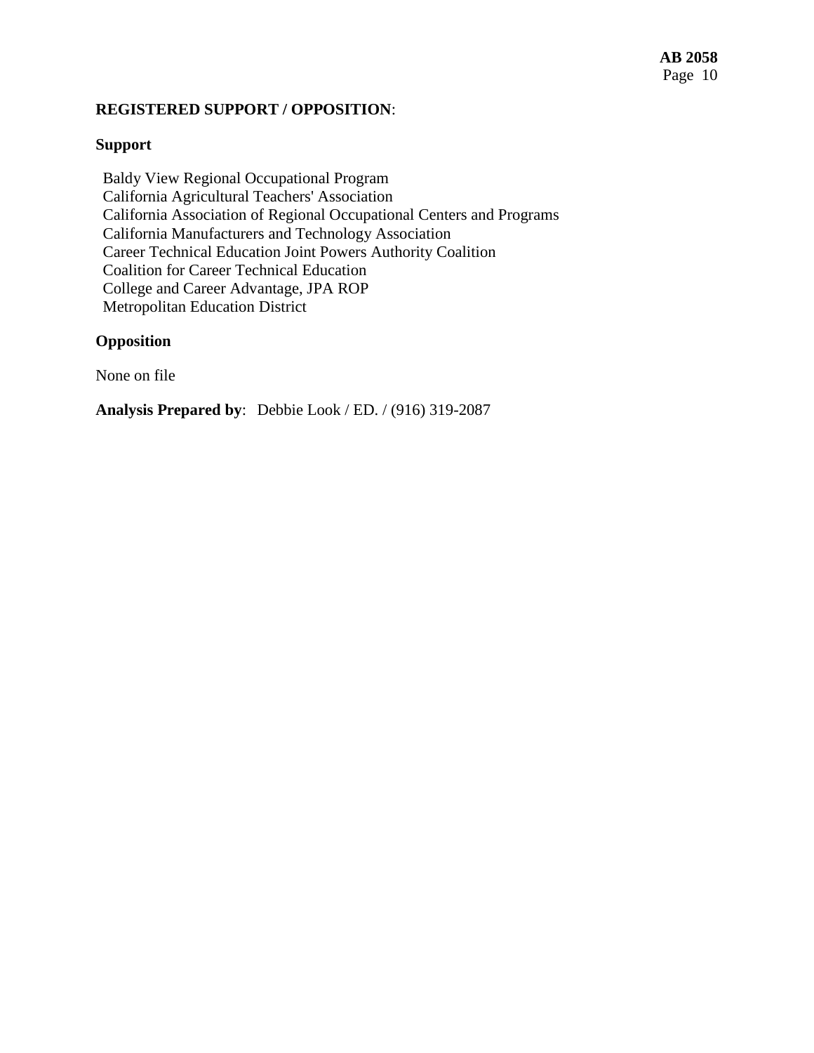**REGISTERED SUPPORT / OPPOSITION**:

**Support**

Baldy View Regional Occupational Program
California Agricultural Teachers' Association
California Association of Regional Occupational Centers and Programs
California Manufacturers and Technology Association
Career Technical Education Joint Powers Authority Coalition
Coalition for Career Technical Education
College and Career Advantage, JPA ROP
Metropolitan Education District

**Opposition**

None on file

**Analysis Prepared by**: Debbie Look / ED. / (916) 319-2087